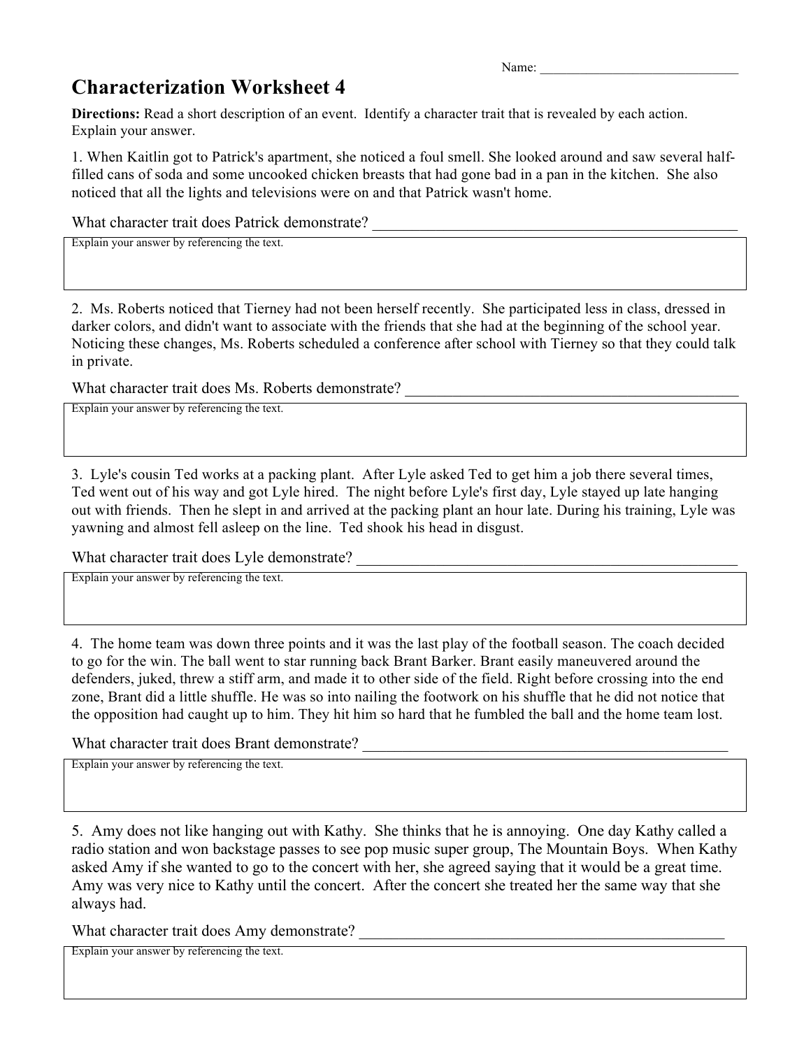Name: ______________________________

# Characterization Worksheet 4

**Directions:** Read a short description of an event. Identify a character trait that is revealed by each action. Explain your answer.

1. When Kaitlin got to Patrick's apartment, she noticed a foul smell. She looked around and saw several half-filled cans of soda and some uncooked chicken breasts that had gone bad in a pan in the kitchen. She also noticed that all the lights and televisions were on and that Patrick wasn't home.

What character trait does Patrick demonstrate? ________________________________________________

Explain your answer by referencing the text.

2. Ms. Roberts noticed that Tierney had not been herself recently. She participated less in class, dressed in darker colors, and didn't want to associate with the friends that she had at the beginning of the school year. Noticing these changes, Ms. Roberts scheduled a conference after school with Tierney so that they could talk in private.

What character trait does Ms. Roberts demonstrate? ____________________________________________

Explain your answer by referencing the text.

3. Lyle's cousin Ted works at a packing plant. After Lyle asked Ted to get him a job there several times, Ted went out of his way and got Lyle hired. The night before Lyle's first day, Lyle stayed up late hanging out with friends. Then he slept in and arrived at the packing plant an hour late. During his training, Lyle was yawning and almost fell asleep on the line. Ted shook his head in disgust.

What character trait does Lyle demonstrate? ___________________________________________________

Explain your answer by referencing the text.

4. The home team was down three points and it was the last play of the football season. The coach decided to go for the win. The ball went to star running back Brant Barker. Brant easily maneuvered around the defenders, juked, threw a stiff arm, and made it to other side of the field. Right before crossing into the end zone, Brant did a little shuffle. He was so into nailing the footwork on his shuffle that he did not notice that the opposition had caught up to him. They hit him so hard that he fumbled the ball and the home team lost.

What character trait does Brant demonstrate? _________________________________________________

Explain your answer by referencing the text.

5. Amy does not like hanging out with Kathy. She thinks that he is annoying. One day Kathy called a radio station and won backstage passes to see pop music super group, The Mountain Boys. When Kathy asked Amy if she wanted to go to the concert with her, she agreed saying that it would be a great time. Amy was very nice to Kathy until the concert. After the concert she treated her the same way that she always had.

What character trait does Amy demonstrate? _________________________________________________

Explain your answer by referencing the text.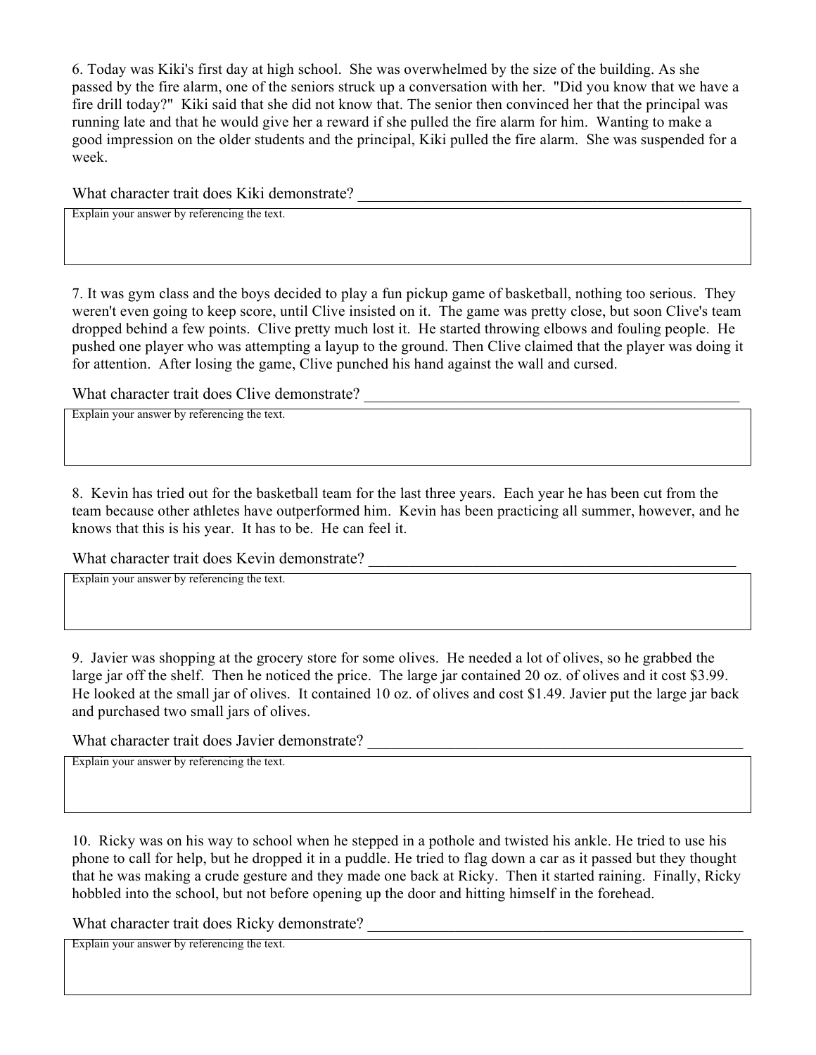6. Today was Kiki's first day at high school. She was overwhelmed by the size of the building. As she passed by the fire alarm, one of the seniors struck up a conversation with her. "Did you know that we have a fire drill today?" Kiki said that she did not know that. The senior then convinced her that the principal was running late and that he would give her a reward if she pulled the fire alarm for him. Wanting to make a good impression on the older students and the principal, Kiki pulled the fire alarm. She was suspended for a week.

What character trait does Kiki demonstrate? ___________________________________________________

Explain your answer by referencing the text.

7. It was gym class and the boys decided to play a fun pickup game of basketball, nothing too serious. They weren't even going to keep score, until Clive insisted on it. The game was pretty close, but soon Clive's team dropped behind a few points. Clive pretty much lost it. He started throwing elbows and fouling people. He pushed one player who was attempting a layup to the ground. Then Clive claimed that the player was doing it for attention. After losing the game, Clive punched his hand against the wall and cursed.

What character trait does Clive demonstrate? __________________________________________________

Explain your answer by referencing the text.

8. Kevin has tried out for the basketball team for the last three years. Each year he has been cut from the team because other athletes have outperformed him. Kevin has been practicing all summer, however, and he knows that this is his year. It has to be. He can feel it.

What character trait does Kevin demonstrate? _________________________________________________

Explain your answer by referencing the text.

9. Javier was shopping at the grocery store for some olives. He needed a lot of olives, so he grabbed the large jar off the shelf. Then he noticed the price. The large jar contained 20 oz. of olives and it cost $3.99. He looked at the small jar of olives. It contained 10 oz. of olives and cost $1.49. Javier put the large jar back and purchased two small jars of olives.

What character trait does Javier demonstrate? _________________________________________________

Explain your answer by referencing the text.

10. Ricky was on his way to school when he stepped in a pothole and twisted his ankle. He tried to use his phone to call for help, but he dropped it in a puddle. He tried to flag down a car as it passed but they thought that he was making a crude gesture and they made one back at Ricky. Then it started raining. Finally, Ricky hobbled into the school, but not before opening up the door and hitting himself in the forehead.

What character trait does Ricky demonstrate? _________________________________________________

Explain your answer by referencing the text.